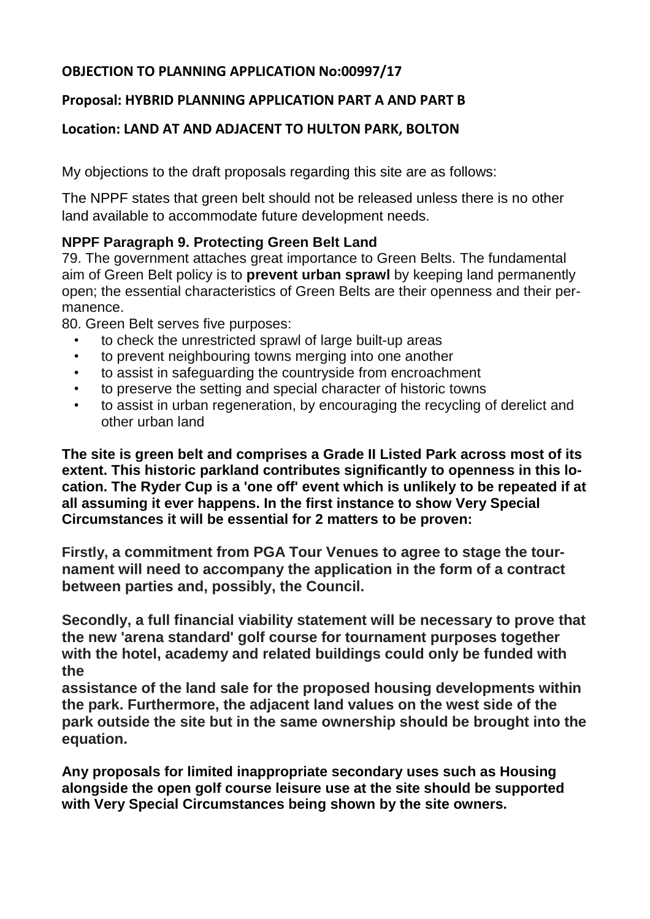**OBJECTION TO PLANNING APPLICATION No:00997/17**

**Proposal: HYBRID PLANNING APPLICATION PART A AND PART B**

**Location: LAND AT AND ADJACENT TO HULTON PARK, BOLTON**

My objections to the draft proposals regarding this site are as follows:

The NPPF states that green belt should not be released unless there is no other land available to accommodate future development needs.

**NPPF Paragraph 9. Protecting Green Belt Land**

79. The government attaches great importance to Green Belts. The fundamental aim of Green Belt policy is to **prevent urban sprawl** by keeping land permanently open; the essential characteristics of Green Belts are their openness and their permanence.

80. Green Belt serves five purposes:

- to check the unrestricted sprawl of large built-up areas
- to prevent neighbouring towns merging into one another
- to assist in safeguarding the countryside from encroachment
- to preserve the setting and special character of historic towns
- to assist in urban regeneration, by encouraging the recycling of derelict and other urban land

**The site is green belt and comprises a Grade II Listed Park across most of its extent. This historic parkland contributes significantly to openness in this location. The Ryder Cup is a 'one off' event which is unlikely to be repeated if at all assuming it ever happens. In the first instance to show Very Special Circumstances it will be essential for 2 matters to be proven:**

**Firstly, a commitment from PGA Tour Venues to agree to stage the tournament will need to accompany the application in the form of a contract between parties and, possibly, the Council.**

**Secondly, a full financial viability statement will be necessary to prove that the new 'arena standard' golf course for tournament purposes together with the hotel, academy and related buildings could only be funded with the assistance of the land sale for the proposed housing developments within the park. Furthermore, the adjacent land values on the west side of the park outside the site but in the same ownership should be brought into the equation.**

**Any proposals for limited inappropriate secondary uses such as Housing alongside the open golf course leisure use at the site should be supported with Very Special Circumstances being shown by the site owners.**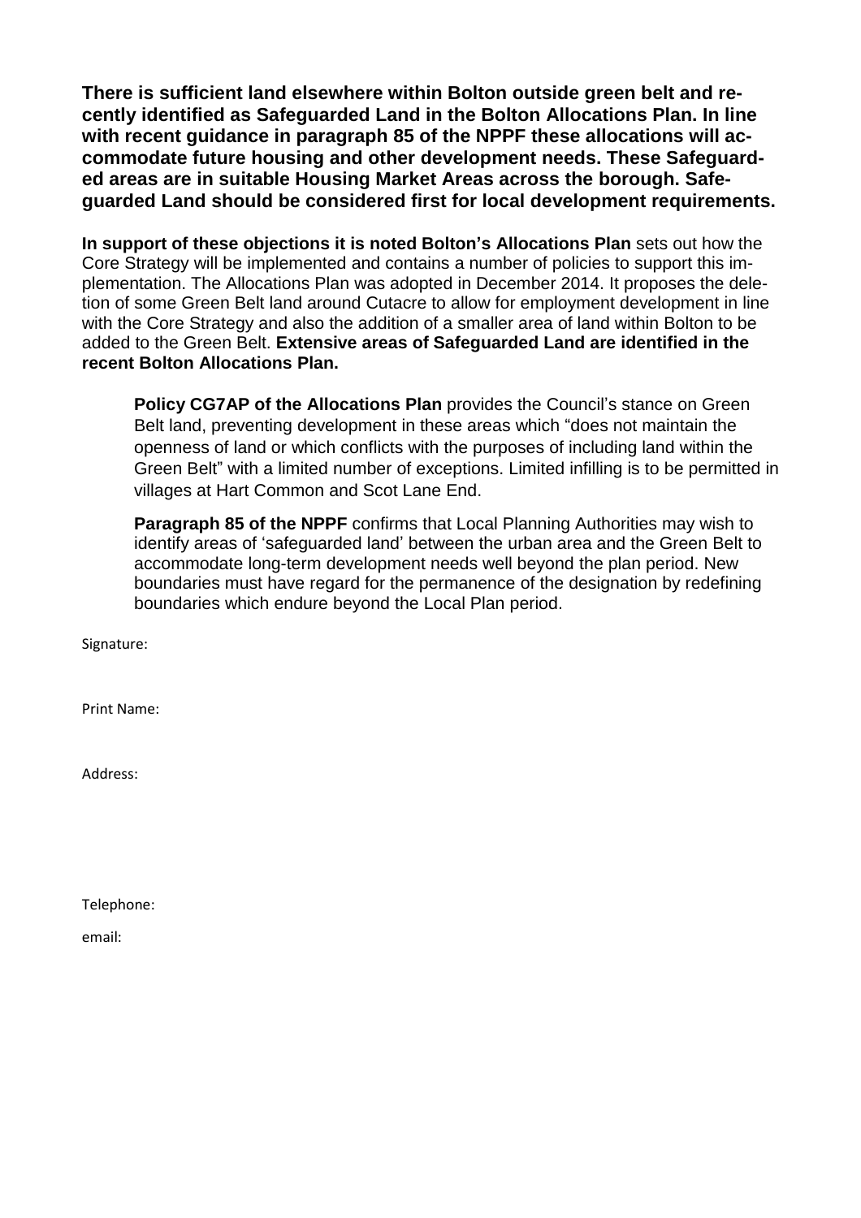**There is sufficient land elsewhere within Bolton outside green belt and recently identified as Safeguarded Land in the Bolton Allocations Plan. In line with recent guidance in paragraph 85 of the NPPF these allocations will accommodate future housing and other development needs. These Safeguarded areas are in suitable Housing Market Areas across the borough. Safeguarded Land should be considered first for local development requirements.**

**In support of these objections it is noted Bolton's Allocations Plan** sets out how the Core Strategy will be implemented and contains a number of policies to support this implementation. The Allocations Plan was adopted in December 2014. It proposes the deletion of some Green Belt land around Cutacre to allow for employment development in line with the Core Strategy and also the addition of a smaller area of land within Bolton to be added to the Green Belt. **Extensive areas of Safeguarded Land are identified in the recent Bolton Allocations Plan.**

> **Policy CG7AP of the Allocations Plan** provides the Council's stance on Green Belt land, preventing development in these areas which "does not maintain the openness of land or which conflicts with the purposes of including land within the Green Belt" with a limited number of exceptions. Limited infilling is to be permitted in villages at Hart Common and Scot Lane End.
>
> **Paragraph 85 of the NPPF** confirms that Local Planning Authorities may wish to identify areas of 'safeguarded land' between the urban area and the Green Belt to accommodate long-term development needs well beyond the plan period. New boundaries must have regard for the permanence of the designation by redefining boundaries which endure beyond the Local Plan period.

Signature:

Print Name:

Address:

Telephone:

email: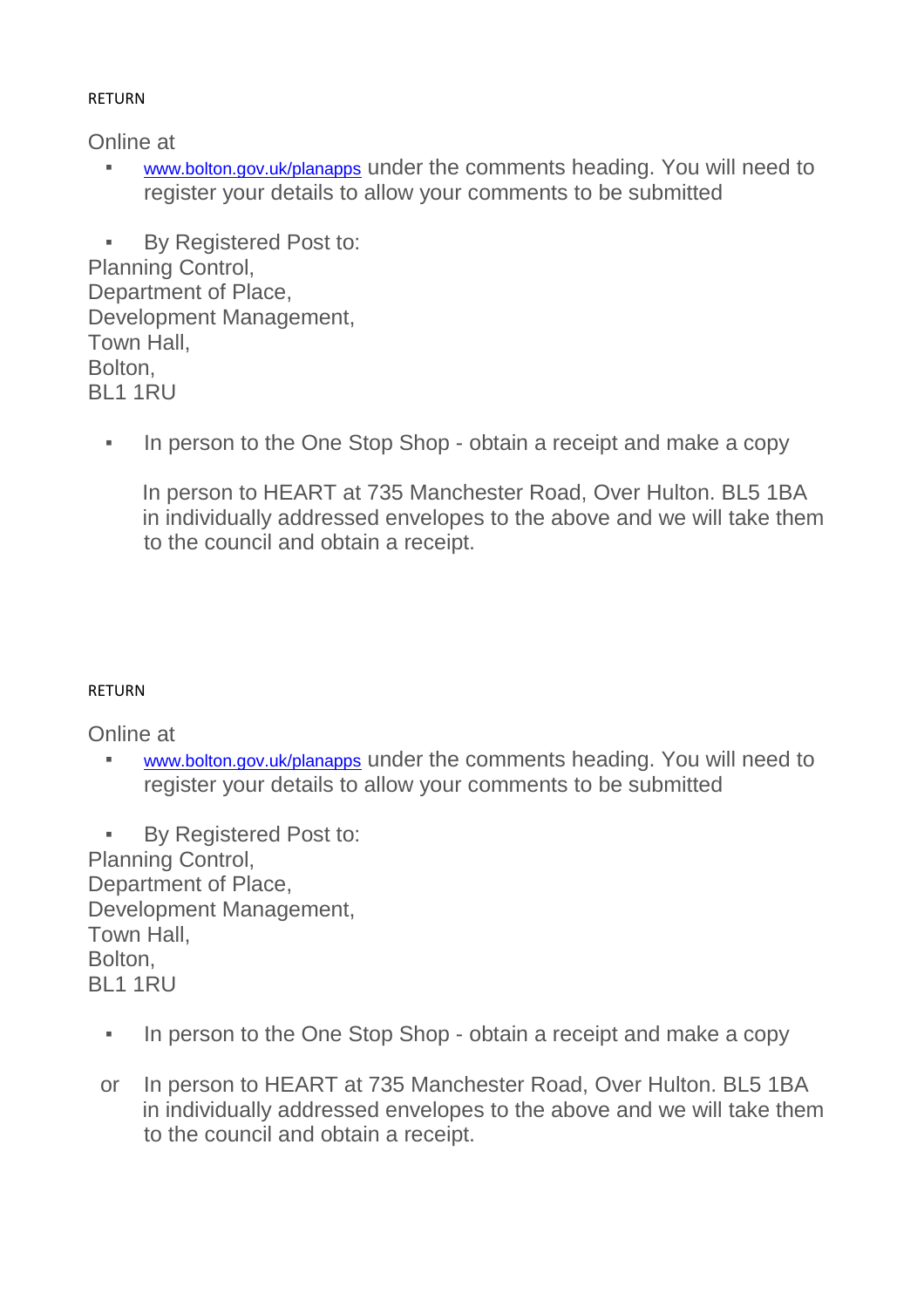RETURN

Online at

- www.bolton.gov.uk/planapps under the comments heading. You will need to register your details to allow your comments to be submitted

- By Registered Post to:

Planning Control,
Department of Place,
Development Management,
Town Hall,
Bolton,
BL1 1RU

- In person to the One Stop Shop - obtain a receipt and make a copy

In person to HEART at 735 Manchester Road, Over Hulton. BL5 1BA in individually addressed envelopes to the above and we will take them to the council and obtain a receipt.

RETURN

Online at

- www.bolton.gov.uk/planapps under the comments heading. You will need to register your details to allow your comments to be submitted

- By Registered Post to:

Planning Control,
Department of Place,
Development Management,
Town Hall,
Bolton,
BL1 1RU

- In person to the One Stop Shop - obtain a receipt and make a copy

or In person to HEART at 735 Manchester Road, Over Hulton. BL5 1BA in individually addressed envelopes to the above and we will take them to the council and obtain a receipt.